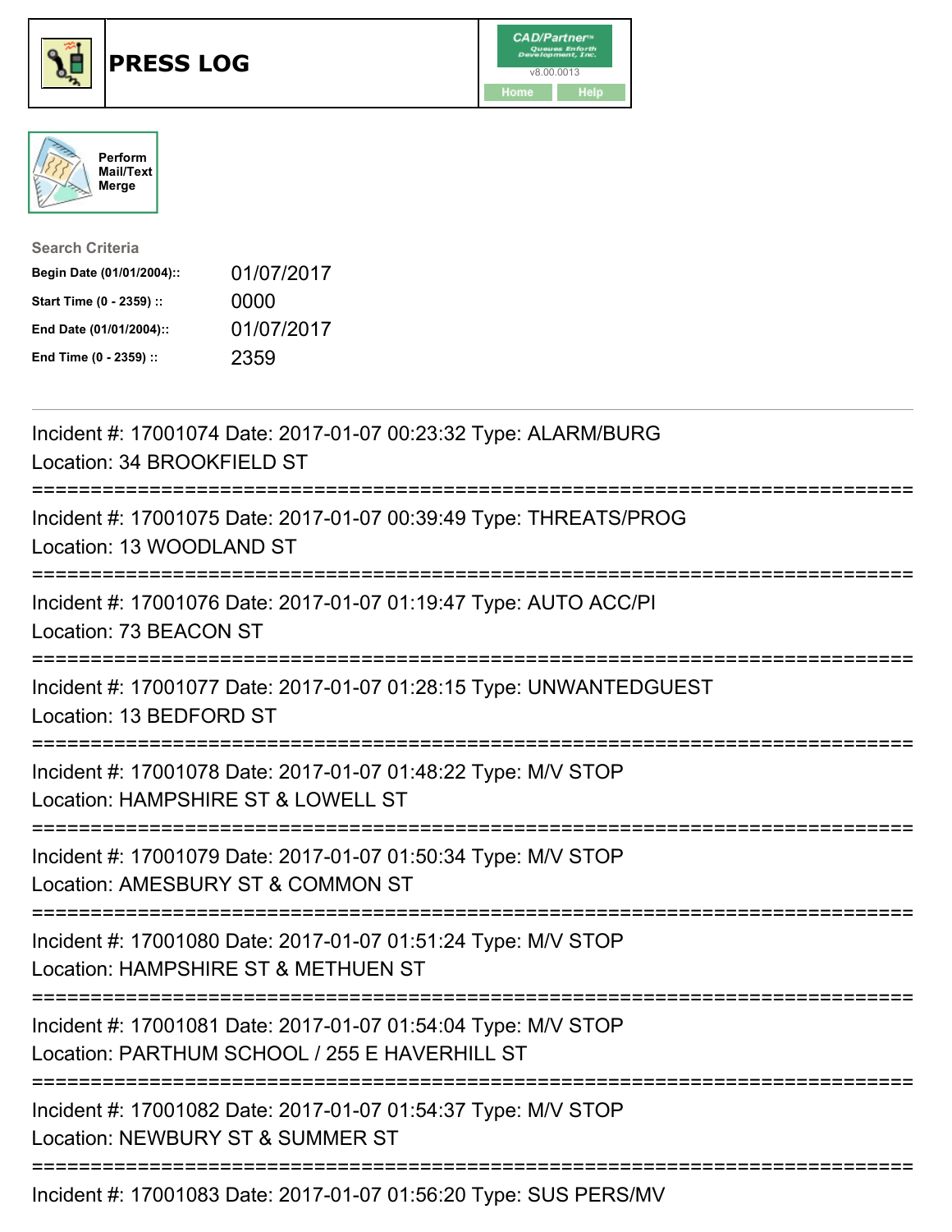# PRESS LOG

CAD/Partner™
v8.00.0013
Home Help

Perform Mail/Text Merge

**Search Criteria**

| | |
|---|---|
| **Begin Date (01/01/2004)::** | 01/07/2017 |
| **Start Time (0 - 2359) ::** | 0000 |
| **End Date (01/01/2004)::** | 01/07/2017 |
| **End Time (0 - 2359) ::** | 2359 |

Incident #: 17001074 Date: 2017-01-07 00:23:32 Type: ALARM/BURG
Location: 34 BROOKFIELD ST

===========================================================================

Incident #: 17001075 Date: 2017-01-07 00:39:49 Type: THREATS/PROG
Location: 13 WOODLAND ST

===========================================================================

Incident #: 17001076 Date: 2017-01-07 01:19:47 Type: AUTO ACC/PI
Location: 73 BEACON ST

===========================================================================

Incident #: 17001077 Date: 2017-01-07 01:28:15 Type: UNWANTEDGUEST
Location: 13 BEDFORD ST

===========================================================================

Incident #: 17001078 Date: 2017-01-07 01:48:22 Type: M/V STOP
Location: HAMPSHIRE ST & LOWELL ST

===========================================================================

Incident #: 17001079 Date: 2017-01-07 01:50:34 Type: M/V STOP
Location: AMESBURY ST & COMMON ST

===========================================================================

Incident #: 17001080 Date: 2017-01-07 01:51:24 Type: M/V STOP
Location: HAMPSHIRE ST & METHUEN ST

===========================================================================

Incident #: 17001081 Date: 2017-01-07 01:54:04 Type: M/V STOP
Location: PARTHUM SCHOOL / 255 E HAVERHILL ST

===========================================================================

Incident #: 17001082 Date: 2017-01-07 01:54:37 Type: M/V STOP
Location: NEWBURY ST & SUMMER ST

===========================================================================

Incident #: 17001083 Date: 2017-01-07 01:56:20 Type: SUS PERS/MV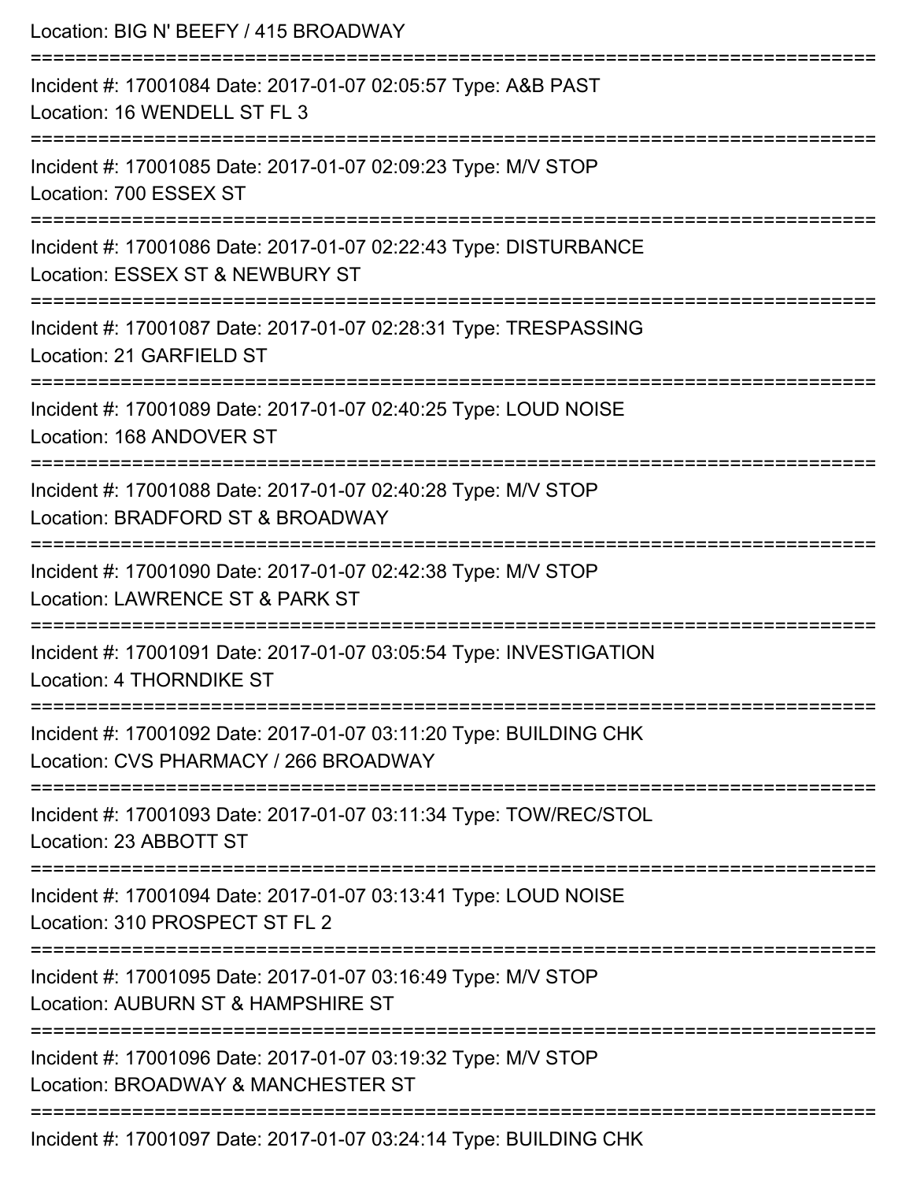Location: BIG N' BEEFY / 415 BROADWAY

===========================================================================

Incident #: 17001084 Date: 2017-01-07 02:05:57 Type: A&B PAST
Location: 16 WENDELL ST FL 3

===========================================================================

Incident #: 17001085 Date: 2017-01-07 02:09:23 Type: M/V STOP
Location: 700 ESSEX ST

===========================================================================

Incident #: 17001086 Date: 2017-01-07 02:22:43 Type: DISTURBANCE
Location: ESSEX ST & NEWBURY ST

===========================================================================

Incident #: 17001087 Date: 2017-01-07 02:28:31 Type: TRESPASSING
Location: 21 GARFIELD ST

===========================================================================

Incident #: 17001089 Date: 2017-01-07 02:40:25 Type: LOUD NOISE
Location: 168 ANDOVER ST

===========================================================================

Incident #: 17001088 Date: 2017-01-07 02:40:28 Type: M/V STOP
Location: BRADFORD ST & BROADWAY

===========================================================================

Incident #: 17001090 Date: 2017-01-07 02:42:38 Type: M/V STOP
Location: LAWRENCE ST & PARK ST

===========================================================================

Incident #: 17001091 Date: 2017-01-07 03:05:54 Type: INVESTIGATION
Location: 4 THORNDIKE ST

===========================================================================

Incident #: 17001092 Date: 2017-01-07 03:11:20 Type: BUILDING CHK
Location: CVS PHARMACY / 266 BROADWAY

===========================================================================

Incident #: 17001093 Date: 2017-01-07 03:11:34 Type: TOW/REC/STOL
Location: 23 ABBOTT ST

===========================================================================

Incident #: 17001094 Date: 2017-01-07 03:13:41 Type: LOUD NOISE
Location: 310 PROSPECT ST FL 2

===========================================================================

Incident #: 17001095 Date: 2017-01-07 03:16:49 Type: M/V STOP
Location: AUBURN ST & HAMPSHIRE ST

===========================================================================

Incident #: 17001096 Date: 2017-01-07 03:19:32 Type: M/V STOP
Location: BROADWAY & MANCHESTER ST

===========================================================================

Incident #: 17001097 Date: 2017-01-07 03:24:14 Type: BUILDING CHK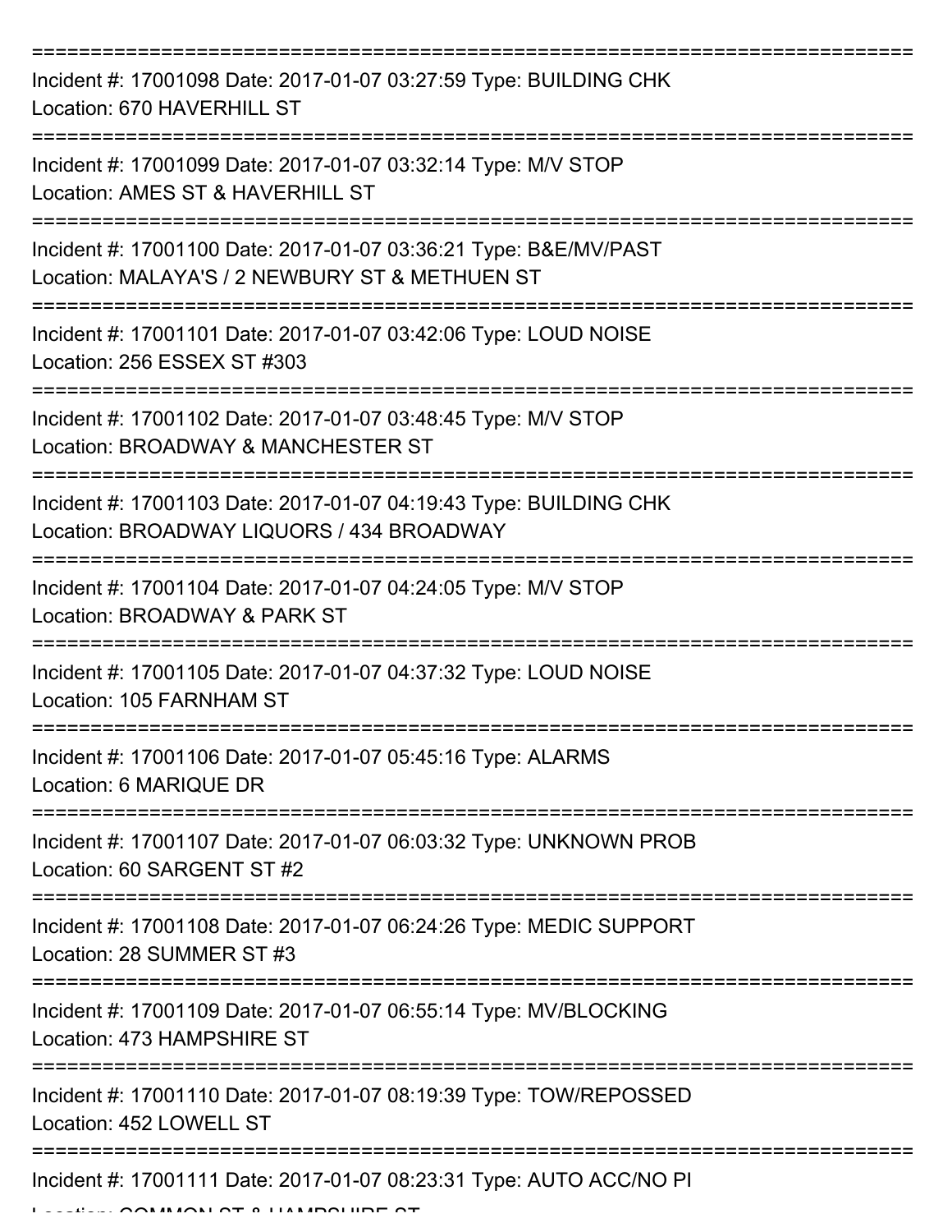===========================================================================

Incident #: 17001098 Date: 2017-01-07 03:27:59 Type: BUILDING CHK
Location: 670 HAVERHILL ST

===========================================================================

Incident #: 17001099 Date: 2017-01-07 03:32:14 Type: M/V STOP
Location: AMES ST & HAVERHILL ST

===========================================================================

Incident #: 17001100 Date: 2017-01-07 03:36:21 Type: B&E/MV/PAST
Location: MALAYA'S / 2 NEWBURY ST & METHUEN ST

===========================================================================

Incident #: 17001101 Date: 2017-01-07 03:42:06 Type: LOUD NOISE
Location: 256 ESSEX ST #303

===========================================================================

Incident #: 17001102 Date: 2017-01-07 03:48:45 Type: M/V STOP
Location: BROADWAY & MANCHESTER ST

===========================================================================

Incident #: 17001103 Date: 2017-01-07 04:19:43 Type: BUILDING CHK
Location: BROADWAY LIQUORS / 434 BROADWAY

===========================================================================

Incident #: 17001104 Date: 2017-01-07 04:24:05 Type: M/V STOP
Location: BROADWAY & PARK ST

===========================================================================

Incident #: 17001105 Date: 2017-01-07 04:37:32 Type: LOUD NOISE
Location: 105 FARNHAM ST

===========================================================================

Incident #: 17001106 Date: 2017-01-07 05:45:16 Type: ALARMS
Location: 6 MARIQUE DR

===========================================================================

Incident #: 17001107 Date: 2017-01-07 06:03:32 Type: UNKNOWN PROB
Location: 60 SARGENT ST #2

===========================================================================

Incident #: 17001108 Date: 2017-01-07 06:24:26 Type: MEDIC SUPPORT
Location: 28 SUMMER ST #3

===========================================================================

Incident #: 17001109 Date: 2017-01-07 06:55:14 Type: MV/BLOCKING
Location: 473 HAMPSHIRE ST

===========================================================================

Incident #: 17001110 Date: 2017-01-07 08:19:39 Type: TOW/REPOSSED
Location: 452 LOWELL ST

===========================================================================

Incident #: 17001111 Date: 2017-01-07 08:23:31 Type: AUTO ACC/NO PI
Location: COMMON ST & HAMPSHIRE ST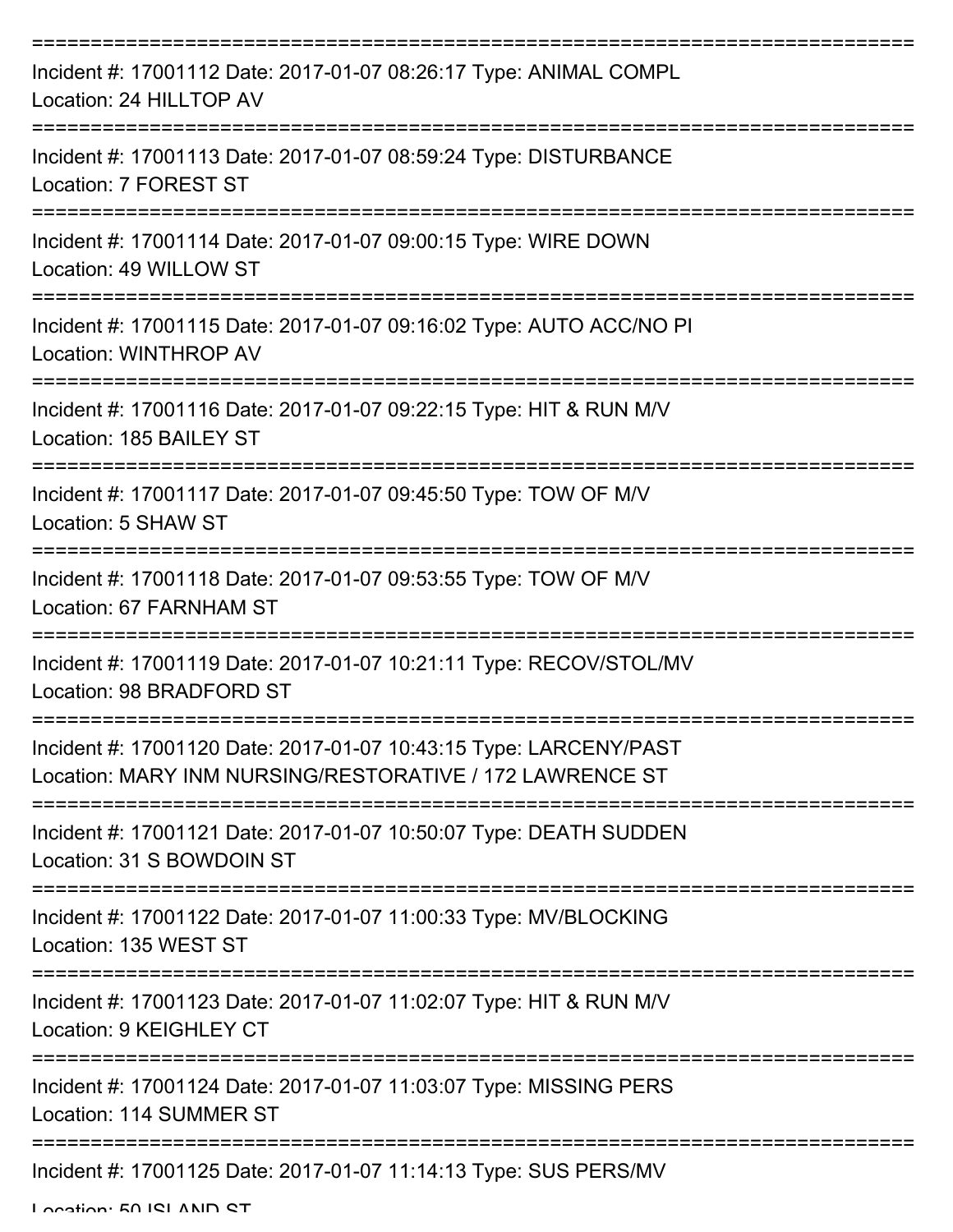===========================================================================

Incident #: 17001112 Date: 2017-01-07 08:26:17 Type: ANIMAL COMPL
Location: 24 HILLTOP AV

===========================================================================

Incident #: 17001113 Date: 2017-01-07 08:59:24 Type: DISTURBANCE
Location: 7 FOREST ST

===========================================================================

Incident #: 17001114 Date: 2017-01-07 09:00:15 Type: WIRE DOWN
Location: 49 WILLOW ST

===========================================================================

Incident #: 17001115 Date: 2017-01-07 09:16:02 Type: AUTO ACC/NO PI
Location: WINTHROP AV

===========================================================================

Incident #: 17001116 Date: 2017-01-07 09:22:15 Type: HIT & RUN M/V
Location: 185 BAILEY ST

===========================================================================

Incident #: 17001117 Date: 2017-01-07 09:45:50 Type: TOW OF M/V
Location: 5 SHAW ST

===========================================================================

Incident #: 17001118 Date: 2017-01-07 09:53:55 Type: TOW OF M/V
Location: 67 FARNHAM ST

===========================================================================

Incident #: 17001119 Date: 2017-01-07 10:21:11 Type: RECOV/STOL/MV
Location: 98 BRADFORD ST

===========================================================================

Incident #: 17001120 Date: 2017-01-07 10:43:15 Type: LARCENY/PAST
Location: MARY INM NURSING/RESTORATIVE / 172 LAWRENCE ST

===========================================================================

Incident #: 17001121 Date: 2017-01-07 10:50:07 Type: DEATH SUDDEN
Location: 31 S BOWDOIN ST

===========================================================================

Incident #: 17001122 Date: 2017-01-07 11:00:33 Type: MV/BLOCKING
Location: 135 WEST ST

===========================================================================

Incident #: 17001123 Date: 2017-01-07 11:02:07 Type: HIT & RUN M/V
Location: 9 KEIGHLEY CT

===========================================================================

Incident #: 17001124 Date: 2017-01-07 11:03:07 Type: MISSING PERS
Location: 114 SUMMER ST

===========================================================================

Incident #: 17001125 Date: 2017-01-07 11:14:13 Type: SUS PERS/MV
Location: 50 ISLAND ST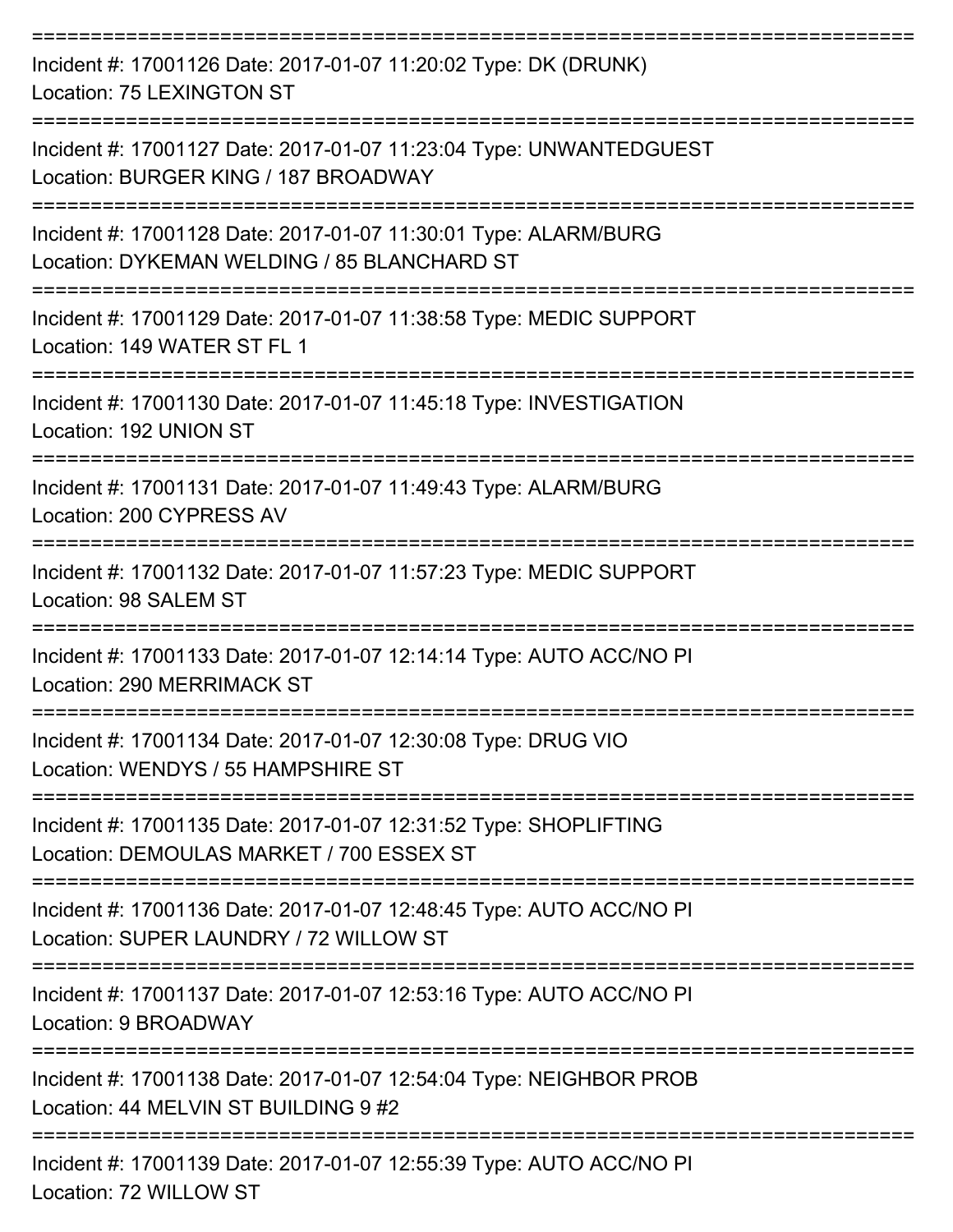===========================================================================

Incident #: 17001126 Date: 2017-01-07 11:20:02 Type: DK (DRUNK)
Location: 75 LEXINGTON ST

===========================================================================

Incident #: 17001127 Date: 2017-01-07 11:23:04 Type: UNWANTEDGUEST
Location: BURGER KING / 187 BROADWAY

===========================================================================

Incident #: 17001128 Date: 2017-01-07 11:30:01 Type: ALARM/BURG
Location: DYKEMAN WELDING / 85 BLANCHARD ST

===========================================================================

Incident #: 17001129 Date: 2017-01-07 11:38:58 Type: MEDIC SUPPORT
Location: 149 WATER ST FL 1

===========================================================================

Incident #: 17001130 Date: 2017-01-07 11:45:18 Type: INVESTIGATION
Location: 192 UNION ST

===========================================================================

Incident #: 17001131 Date: 2017-01-07 11:49:43 Type: ALARM/BURG
Location: 200 CYPRESS AV

===========================================================================

Incident #: 17001132 Date: 2017-01-07 11:57:23 Type: MEDIC SUPPORT
Location: 98 SALEM ST

===========================================================================

Incident #: 17001133 Date: 2017-01-07 12:14:14 Type: AUTO ACC/NO PI
Location: 290 MERRIMACK ST

===========================================================================

Incident #: 17001134 Date: 2017-01-07 12:30:08 Type: DRUG VIO
Location: WENDYS / 55 HAMPSHIRE ST

===========================================================================

Incident #: 17001135 Date: 2017-01-07 12:31:52 Type: SHOPLIFTING
Location: DEMOULAS MARKET / 700 ESSEX ST

===========================================================================

Incident #: 17001136 Date: 2017-01-07 12:48:45 Type: AUTO ACC/NO PI
Location: SUPER LAUNDRY / 72 WILLOW ST

===========================================================================

Incident #: 17001137 Date: 2017-01-07 12:53:16 Type: AUTO ACC/NO PI
Location: 9 BROADWAY

===========================================================================

Incident #: 17001138 Date: 2017-01-07 12:54:04 Type: NEIGHBOR PROB
Location: 44 MELVIN ST BUILDING 9 #2

===========================================================================

Incident #: 17001139 Date: 2017-01-07 12:55:39 Type: AUTO ACC/NO PI
Location: 72 WILLOW ST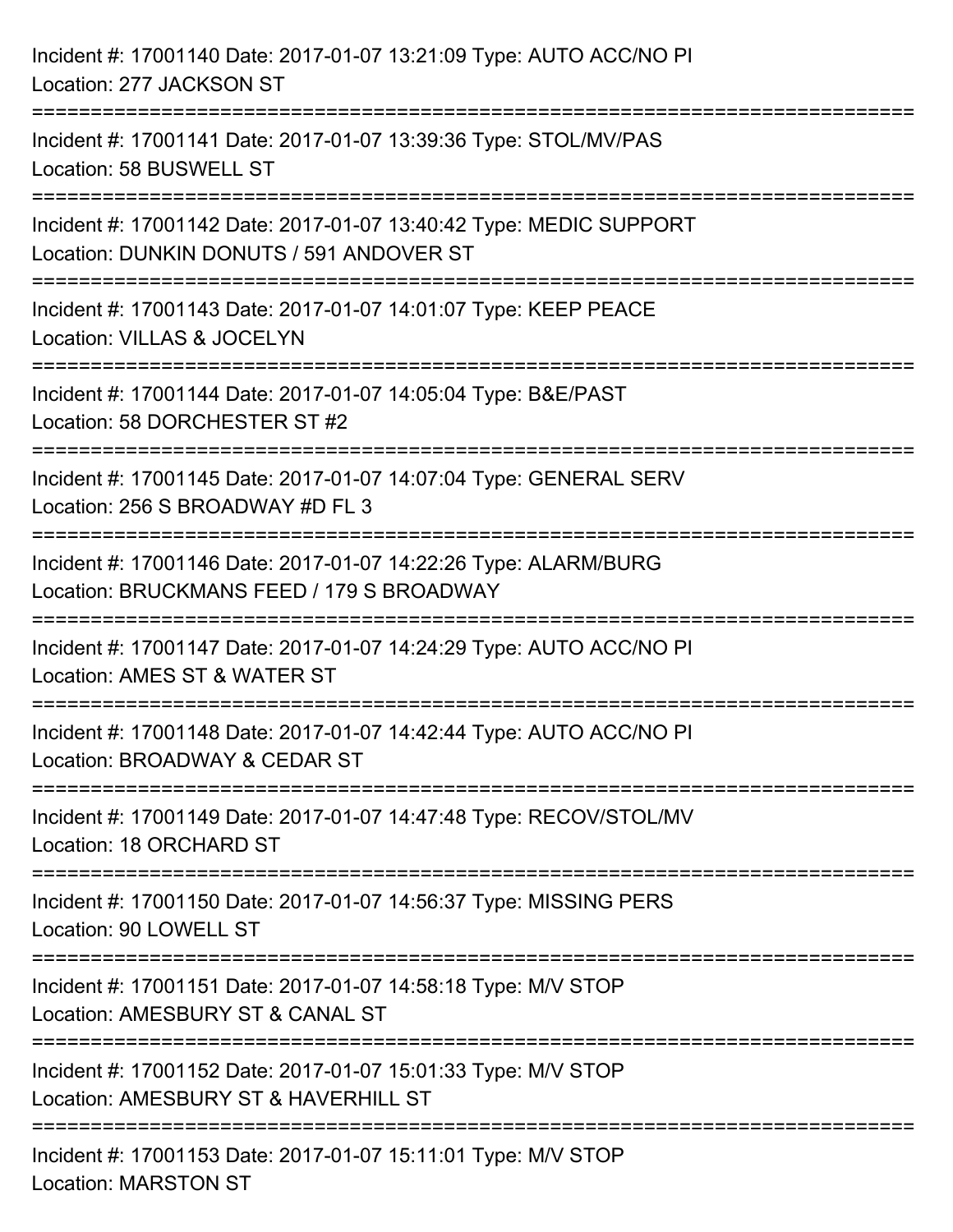Incident #: 17001140 Date: 2017-01-07 13:21:09 Type: AUTO ACC/NO PI
Location: 277 JACKSON ST

===========================================================================

Incident #: 17001141 Date: 2017-01-07 13:39:36 Type: STOL/MV/PAS
Location: 58 BUSWELL ST

===========================================================================

Incident #: 17001142 Date: 2017-01-07 13:40:42 Type: MEDIC SUPPORT
Location: DUNKIN DONUTS / 591 ANDOVER ST

===========================================================================

Incident #: 17001143 Date: 2017-01-07 14:01:07 Type: KEEP PEACE
Location: VILLAS & JOCELYN

===========================================================================

Incident #: 17001144 Date: 2017-01-07 14:05:04 Type: B&E/PAST
Location: 58 DORCHESTER ST #2

===========================================================================

Incident #: 17001145 Date: 2017-01-07 14:07:04 Type: GENERAL SERV
Location: 256 S BROADWAY #D FL 3

===========================================================================

Incident #: 17001146 Date: 2017-01-07 14:22:26 Type: ALARM/BURG
Location: BRUCKMANS FEED / 179 S BROADWAY

===========================================================================

Incident #: 17001147 Date: 2017-01-07 14:24:29 Type: AUTO ACC/NO PI
Location: AMES ST & WATER ST

===========================================================================

Incident #: 17001148 Date: 2017-01-07 14:42:44 Type: AUTO ACC/NO PI
Location: BROADWAY & CEDAR ST

===========================================================================

Incident #: 17001149 Date: 2017-01-07 14:47:48 Type: RECOV/STOL/MV
Location: 18 ORCHARD ST

===========================================================================

Incident #: 17001150 Date: 2017-01-07 14:56:37 Type: MISSING PERS
Location: 90 LOWELL ST

===========================================================================

Incident #: 17001151 Date: 2017-01-07 14:58:18 Type: M/V STOP
Location: AMESBURY ST & CANAL ST

===========================================================================

Incident #: 17001152 Date: 2017-01-07 15:01:33 Type: M/V STOP
Location: AMESBURY ST & HAVERHILL ST

===========================================================================

Incident #: 17001153 Date: 2017-01-07 15:11:01 Type: M/V STOP
Location: MARSTON ST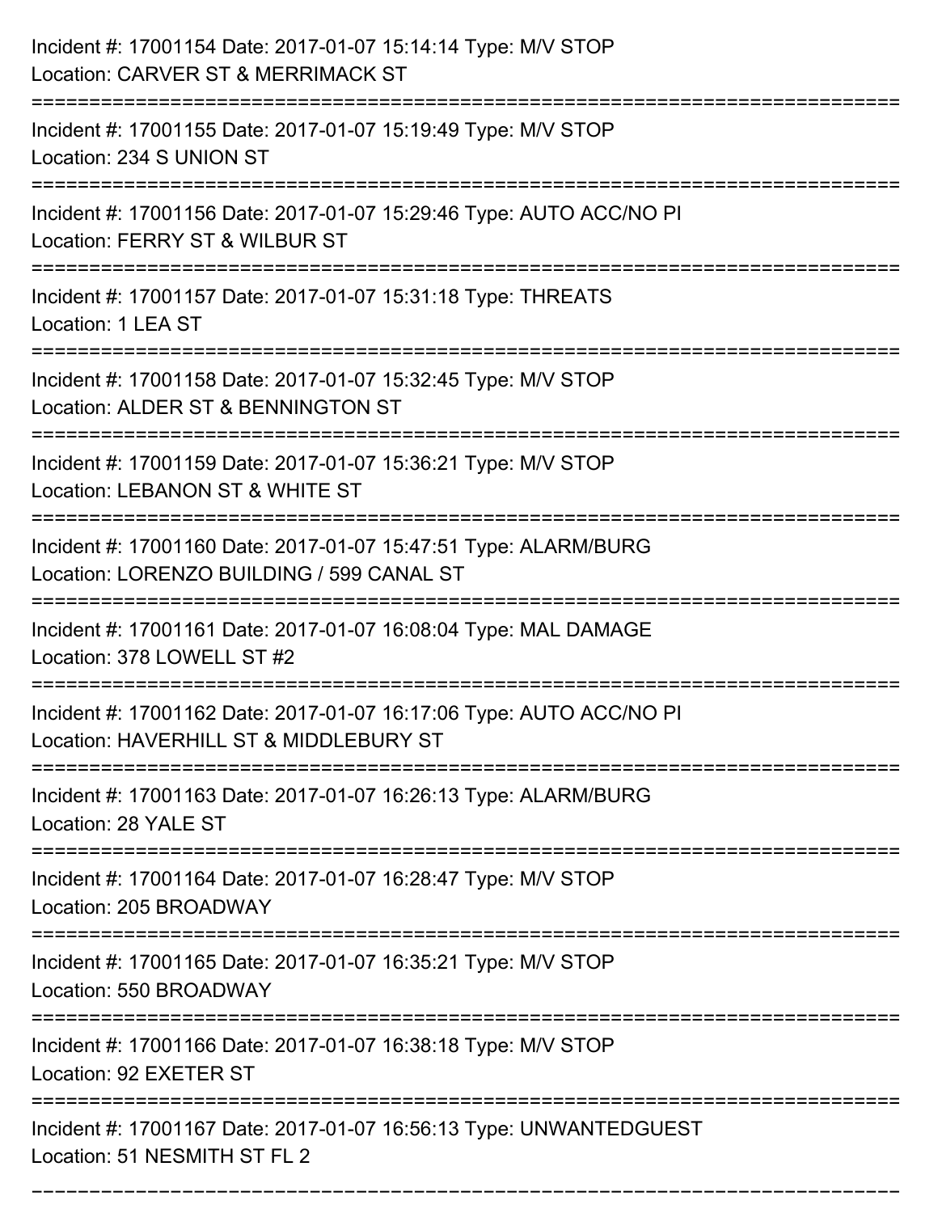Incident #: 17001154 Date: 2017-01-07 15:14:14 Type: M/V STOP
Location: CARVER ST & MERRIMACK ST

===========================================================================

Incident #: 17001155 Date: 2017-01-07 15:19:49 Type: M/V STOP
Location: 234 S UNION ST

===========================================================================

Incident #: 17001156 Date: 2017-01-07 15:29:46 Type: AUTO ACC/NO PI
Location: FERRY ST & WILBUR ST

===========================================================================

Incident #: 17001157 Date: 2017-01-07 15:31:18 Type: THREATS
Location: 1 LEA ST

===========================================================================

Incident #: 17001158 Date: 2017-01-07 15:32:45 Type: M/V STOP
Location: ALDER ST & BENNINGTON ST

===========================================================================

Incident #: 17001159 Date: 2017-01-07 15:36:21 Type: M/V STOP
Location: LEBANON ST & WHITE ST

===========================================================================

Incident #: 17001160 Date: 2017-01-07 15:47:51 Type: ALARM/BURG
Location: LORENZO BUILDING / 599 CANAL ST

===========================================================================

Incident #: 17001161 Date: 2017-01-07 16:08:04 Type: MAL DAMAGE
Location: 378 LOWELL ST #2

===========================================================================

Incident #: 17001162 Date: 2017-01-07 16:17:06 Type: AUTO ACC/NO PI
Location: HAVERHILL ST & MIDDLEBURY ST

===========================================================================

Incident #: 17001163 Date: 2017-01-07 16:26:13 Type: ALARM/BURG
Location: 28 YALE ST

===========================================================================

Incident #: 17001164 Date: 2017-01-07 16:28:47 Type: M/V STOP
Location: 205 BROADWAY

===========================================================================

Incident #: 17001165 Date: 2017-01-07 16:35:21 Type: M/V STOP
Location: 550 BROADWAY

===========================================================================

Incident #: 17001166 Date: 2017-01-07 16:38:18 Type: M/V STOP
Location: 92 EXETER ST

===========================================================================

Incident #: 17001167 Date: 2017-01-07 16:56:13 Type: UNWANTEDGUEST
Location: 51 NESMITH ST FL 2

===========================================================================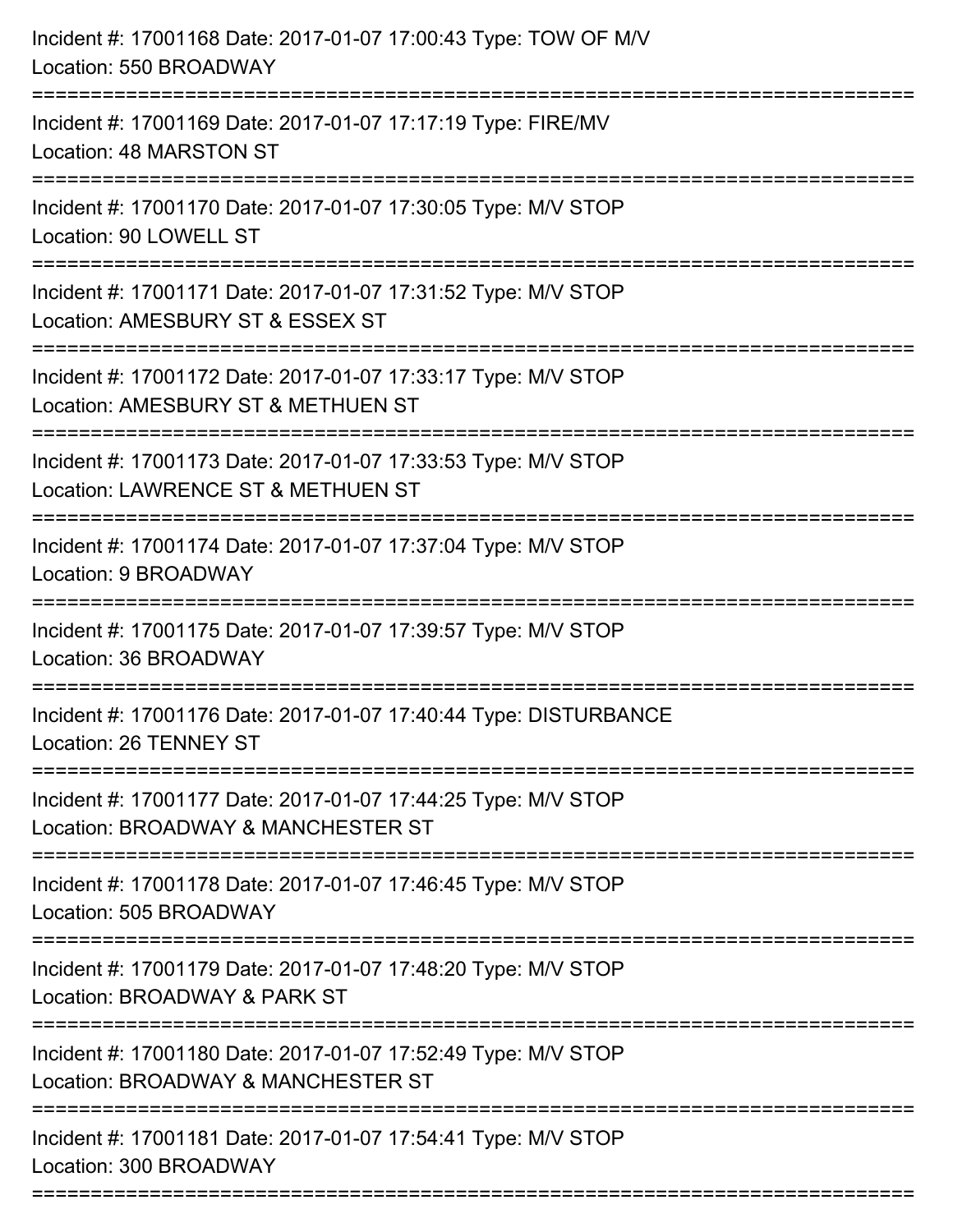Incident #: 17001168 Date: 2017-01-07 17:00:43 Type: TOW OF M/V
Location: 550 BROADWAY

===========================================================================

Incident #: 17001169 Date: 2017-01-07 17:17:19 Type: FIRE/MV
Location: 48 MARSTON ST

===========================================================================

Incident #: 17001170 Date: 2017-01-07 17:30:05 Type: M/V STOP
Location: 90 LOWELL ST

===========================================================================

Incident #: 17001171 Date: 2017-01-07 17:31:52 Type: M/V STOP
Location: AMESBURY ST & ESSEX ST

===========================================================================

Incident #: 17001172 Date: 2017-01-07 17:33:17 Type: M/V STOP
Location: AMESBURY ST & METHUEN ST

===========================================================================

Incident #: 17001173 Date: 2017-01-07 17:33:53 Type: M/V STOP
Location: LAWRENCE ST & METHUEN ST

===========================================================================

Incident #: 17001174 Date: 2017-01-07 17:37:04 Type: M/V STOP
Location: 9 BROADWAY

===========================================================================

Incident #: 17001175 Date: 2017-01-07 17:39:57 Type: M/V STOP
Location: 36 BROADWAY

===========================================================================

Incident #: 17001176 Date: 2017-01-07 17:40:44 Type: DISTURBANCE
Location: 26 TENNEY ST

===========================================================================

Incident #: 17001177 Date: 2017-01-07 17:44:25 Type: M/V STOP
Location: BROADWAY & MANCHESTER ST

===========================================================================

Incident #: 17001178 Date: 2017-01-07 17:46:45 Type: M/V STOP
Location: 505 BROADWAY

===========================================================================

Incident #: 17001179 Date: 2017-01-07 17:48:20 Type: M/V STOP
Location: BROADWAY & PARK ST

===========================================================================

Incident #: 17001180 Date: 2017-01-07 17:52:49 Type: M/V STOP
Location: BROADWAY & MANCHESTER ST

===========================================================================

Incident #: 17001181 Date: 2017-01-07 17:54:41 Type: M/V STOP
Location: 300 BROADWAY

===========================================================================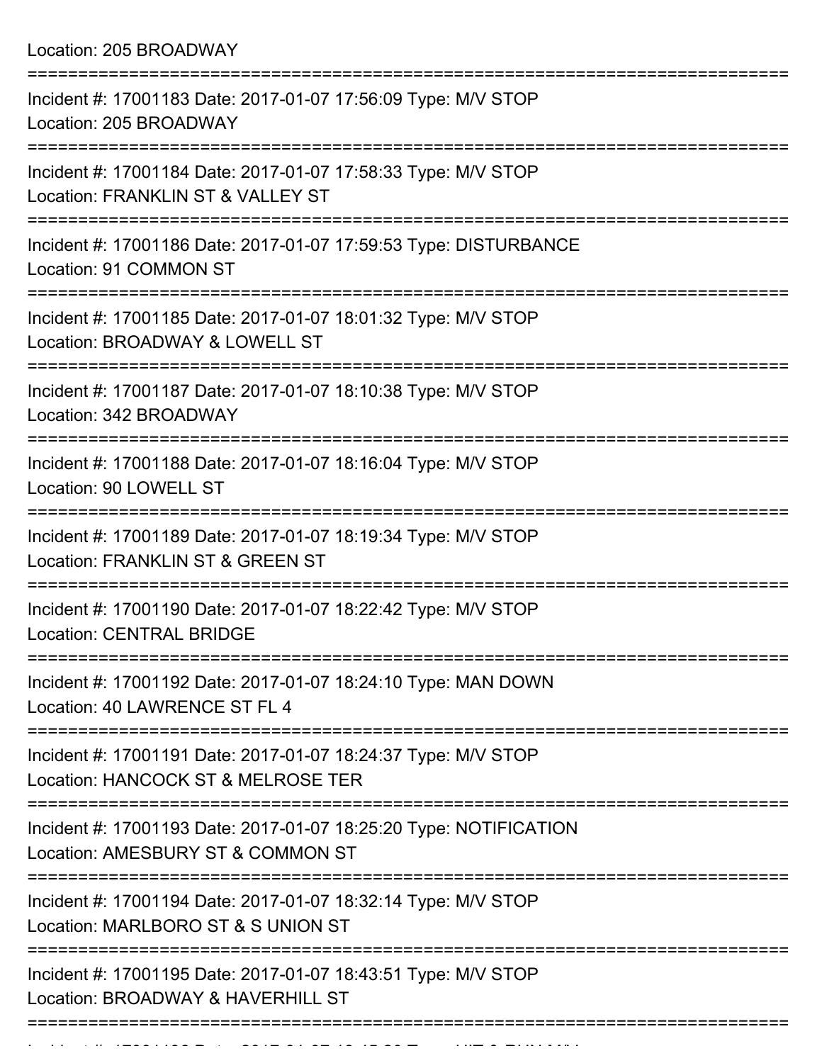Location: 205 BROADWAY

===========================================================================

Incident #: 17001183 Date: 2017-01-07 17:56:09 Type: M/V STOP

Location: 205 BROADWAY

===========================================================================

Incident #: 17001184 Date: 2017-01-07 17:58:33 Type: M/V STOP

Location: FRANKLIN ST & VALLEY ST

===========================================================================

Incident #: 17001186 Date: 2017-01-07 17:59:53 Type: DISTURBANCE

Location: 91 COMMON ST

===========================================================================

Incident #: 17001185 Date: 2017-01-07 18:01:32 Type: M/V STOP

Location: BROADWAY & LOWELL ST

===========================================================================

Incident #: 17001187 Date: 2017-01-07 18:10:38 Type: M/V STOP

Location: 342 BROADWAY

===========================================================================

Incident #: 17001188 Date: 2017-01-07 18:16:04 Type: M/V STOP

Location: 90 LOWELL ST

===========================================================================

Incident #: 17001189 Date: 2017-01-07 18:19:34 Type: M/V STOP

Location: FRANKLIN ST & GREEN ST

===========================================================================

Incident #: 17001190 Date: 2017-01-07 18:22:42 Type: M/V STOP

Location: CENTRAL BRIDGE

===========================================================================

Incident #: 17001192 Date: 2017-01-07 18:24:10 Type: MAN DOWN

Location: 40 LAWRENCE ST FL 4

===========================================================================

Incident #: 17001191 Date: 2017-01-07 18:24:37 Type: M/V STOP

Location: HANCOCK ST & MELROSE TER

===========================================================================

Incident #: 17001193 Date: 2017-01-07 18:25:20 Type: NOTIFICATION

Location: AMESBURY ST & COMMON ST

===========================================================================

Incident #: 17001194 Date: 2017-01-07 18:32:14 Type: M/V STOP

Location: MARLBORO ST & S UNION ST

===========================================================================

Incident #: 17001195 Date: 2017-01-07 18:43:51 Type: M/V STOP

Location: BROADWAY & HAVERHILL ST

===========================================================================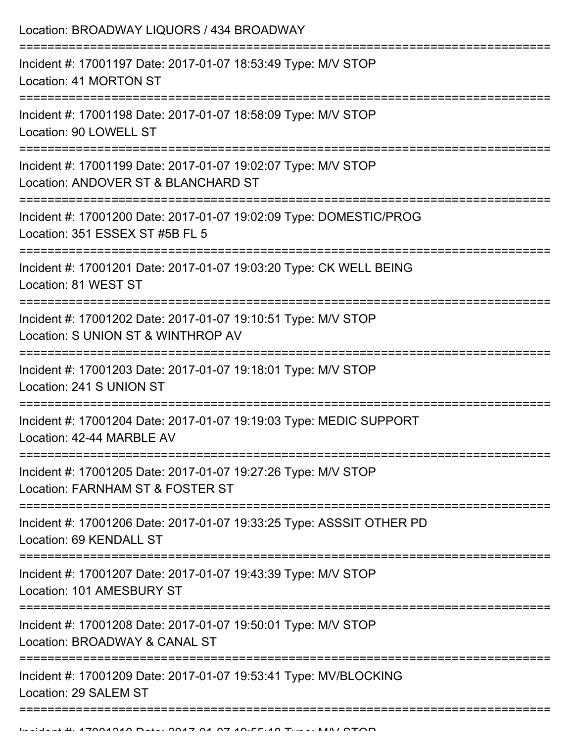Location: BROADWAY LIQUORS / 434 BROADWAY

===========================================================================

Incident #: 17001197 Date: 2017-01-07 18:53:49 Type: M/V STOP

Location: 41 MORTON ST

===========================================================================

Incident #: 17001198 Date: 2017-01-07 18:58:09 Type: M/V STOP

Location: 90 LOWELL ST

===========================================================================

Incident #: 17001199 Date: 2017-01-07 19:02:07 Type: M/V STOP

Location: ANDOVER ST & BLANCHARD ST

===========================================================================

Incident #: 17001200 Date: 2017-01-07 19:02:09 Type: DOMESTIC/PROG

Location: 351 ESSEX ST #5B FL 5

===========================================================================

Incident #: 17001201 Date: 2017-01-07 19:03:20 Type: CK WELL BEING

Location: 81 WEST ST

===========================================================================

Incident #: 17001202 Date: 2017-01-07 19:10:51 Type: M/V STOP

Location: S UNION ST & WINTHROP AV

===========================================================================

Incident #: 17001203 Date: 2017-01-07 19:18:01 Type: M/V STOP

Location: 241 S UNION ST

===========================================================================

Incident #: 17001204 Date: 2017-01-07 19:19:03 Type: MEDIC SUPPORT

Location: 42-44 MARBLE AV

===========================================================================

Incident #: 17001205 Date: 2017-01-07 19:27:26 Type: M/V STOP

Location: FARNHAM ST & FOSTER ST

===========================================================================

Incident #: 17001206 Date: 2017-01-07 19:33:25 Type: ASSSIT OTHER PD

Location: 69 KENDALL ST

===========================================================================

Incident #: 17001207 Date: 2017-01-07 19:43:39 Type: M/V STOP

Location: 101 AMESBURY ST

===========================================================================

Incident #: 17001208 Date: 2017-01-07 19:50:01 Type: M/V STOP

Location: BROADWAY & CANAL ST

===========================================================================

Incident #: 17001209 Date: 2017-01-07 19:53:41 Type: MV/BLOCKING

Location: 29 SALEM ST

===========================================================================

Incident #: 17001210 Date: 2017-01-07 19:55:18 Type: M/V STOP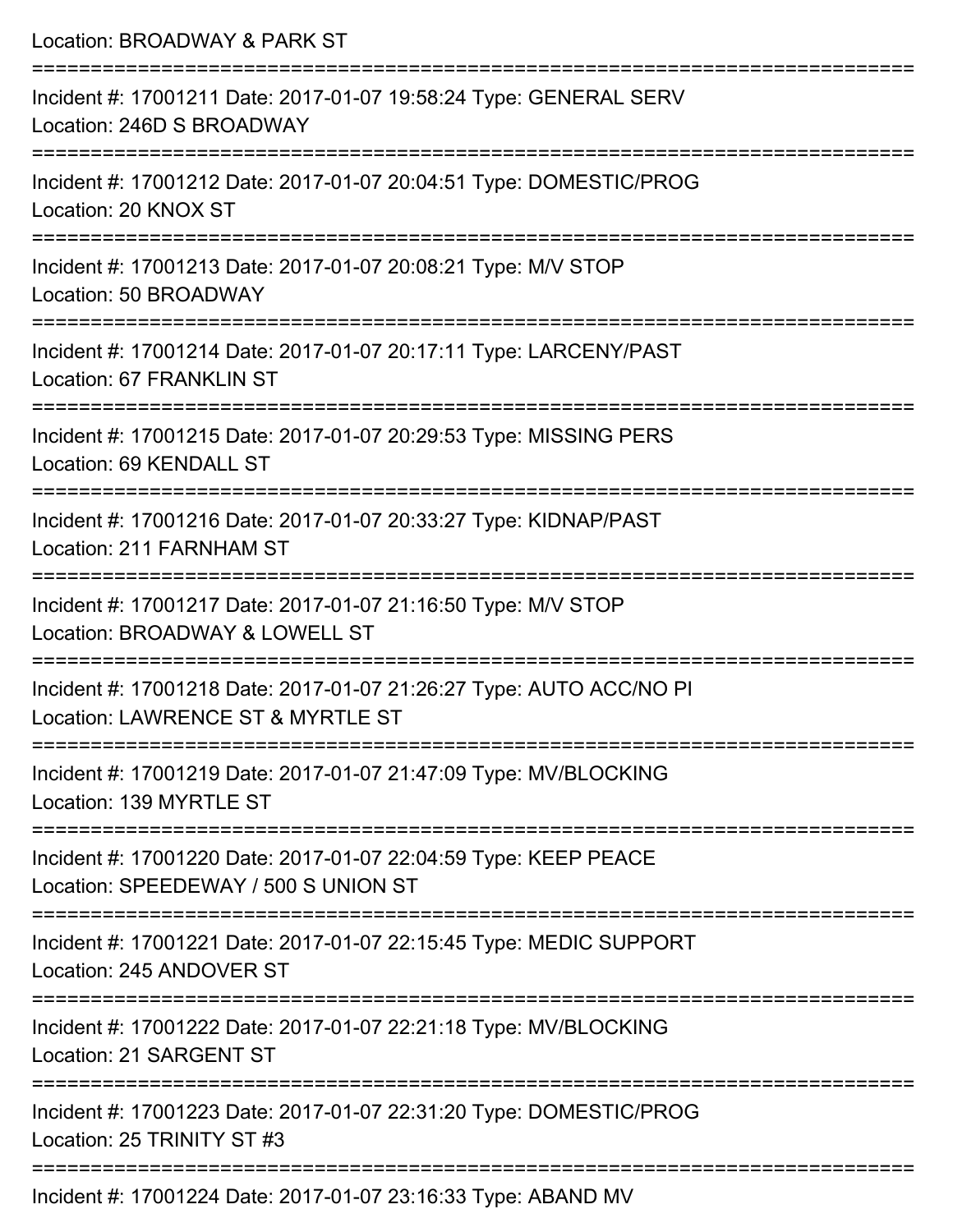Location: BROADWAY & PARK ST

===========================================================================

Incident #: 17001211 Date: 2017-01-07 19:58:24 Type: GENERAL SERV
Location: 246D S BROADWAY

===========================================================================

Incident #: 17001212 Date: 2017-01-07 20:04:51 Type: DOMESTIC/PROG
Location: 20 KNOX ST

===========================================================================

Incident #: 17001213 Date: 2017-01-07 20:08:21 Type: M/V STOP
Location: 50 BROADWAY

===========================================================================

Incident #: 17001214 Date: 2017-01-07 20:17:11 Type: LARCENY/PAST
Location: 67 FRANKLIN ST

===========================================================================

Incident #: 17001215 Date: 2017-01-07 20:29:53 Type: MISSING PERS
Location: 69 KENDALL ST

===========================================================================

Incident #: 17001216 Date: 2017-01-07 20:33:27 Type: KIDNAP/PAST
Location: 211 FARNHAM ST

===========================================================================

Incident #: 17001217 Date: 2017-01-07 21:16:50 Type: M/V STOP
Location: BROADWAY & LOWELL ST

===========================================================================

Incident #: 17001218 Date: 2017-01-07 21:26:27 Type: AUTO ACC/NO PI
Location: LAWRENCE ST & MYRTLE ST

===========================================================================

Incident #: 17001219 Date: 2017-01-07 21:47:09 Type: MV/BLOCKING
Location: 139 MYRTLE ST

===========================================================================

Incident #: 17001220 Date: 2017-01-07 22:04:59 Type: KEEP PEACE
Location: SPEEDEWAY / 500 S UNION ST

===========================================================================

Incident #: 17001221 Date: 2017-01-07 22:15:45 Type: MEDIC SUPPORT
Location: 245 ANDOVER ST

===========================================================================

Incident #: 17001222 Date: 2017-01-07 22:21:18 Type: MV/BLOCKING
Location: 21 SARGENT ST

===========================================================================

Incident #: 17001223 Date: 2017-01-07 22:31:20 Type: DOMESTIC/PROG
Location: 25 TRINITY ST #3

===========================================================================

Incident #: 17001224 Date: 2017-01-07 23:16:33 Type: ABAND MV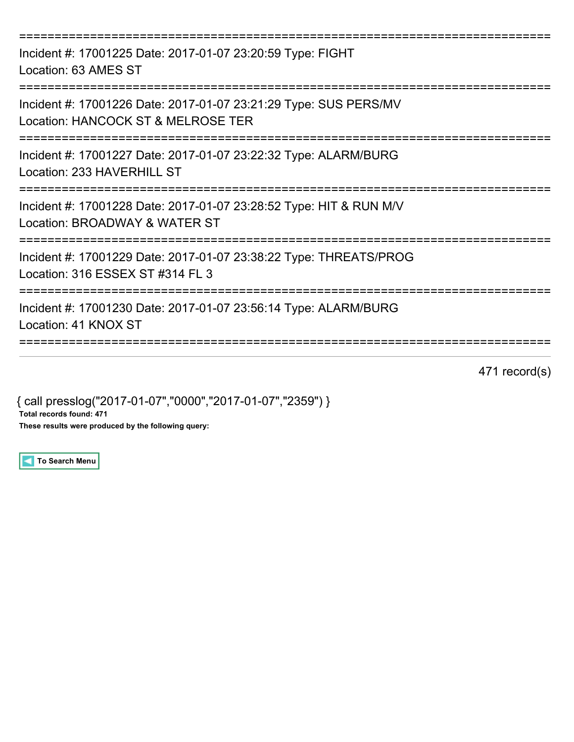===========================================================================

Incident #: 17001225 Date: 2017-01-07 23:20:59 Type: FIGHT
Location: 63 AMES ST

===========================================================================

Incident #: 17001226 Date: 2017-01-07 23:21:29 Type: SUS PERS/MV
Location: HANCOCK ST & MELROSE TER

===========================================================================

Incident #: 17001227 Date: 2017-01-07 23:22:32 Type: ALARM/BURG
Location: 233 HAVERHILL ST

===========================================================================

Incident #: 17001228 Date: 2017-01-07 23:28:52 Type: HIT & RUN M/V
Location: BROADWAY & WATER ST

===========================================================================

Incident #: 17001229 Date: 2017-01-07 23:38:22 Type: THREATS/PROG
Location: 316 ESSEX ST #314 FL 3

===========================================================================

Incident #: 17001230 Date: 2017-01-07 23:56:14 Type: ALARM/BURG
Location: 41 KNOX ST

===========================================================================

---

471 record(s)

{ call presslog("2017-01-07","0000","2017-01-07","2359") }

**Total records found: 471**

**These results were produced by the following query:**

**To Search Menu**